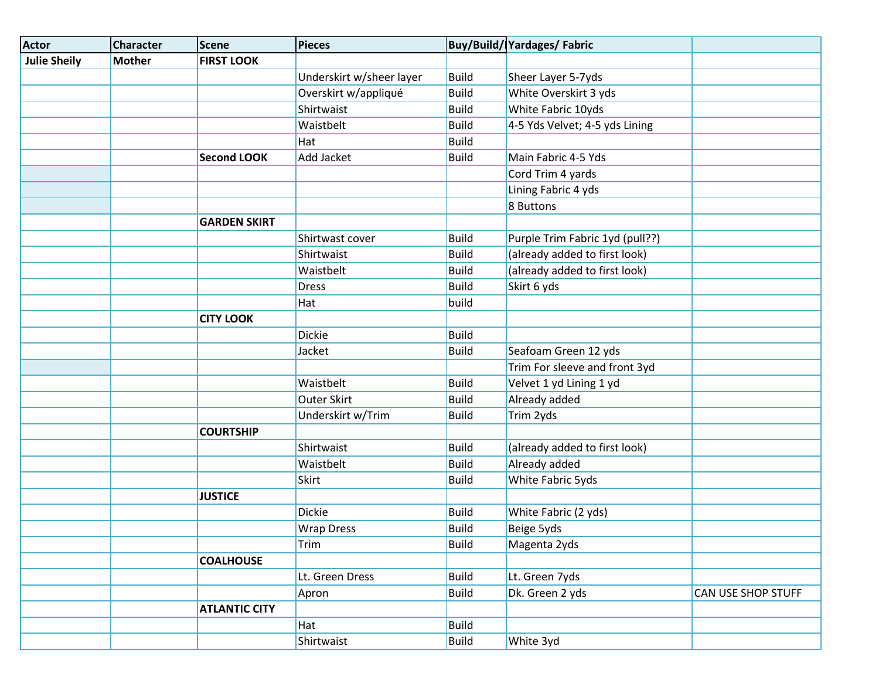| Actor | Character | Scene | Pieces | Buy/Build/ | Yardages/ Fabric | |
|---|---|---|---|---|---|---|
| **Julie Sheily** | **Mother** | **FIRST LOOK** | | | | |
| | | | Underskirt w/sheer layer | Build | Sheer Layer 5-7yds | |
| | | | Overskirt w/appliqué | Build | White Overskirt 3 yds | |
| | | | Shirtwaist | Build | White Fabric 10yds | |
| | | | Waistbelt | Build | 4-5 Yds Velvet; 4-5 yds Lining | |
| | | | Hat | Build | | |
| | | **Second LOOK** | Add Jacket | Build | Main Fabric 4-5 Yds | |
| | | | | | Cord Trim 4 yards | |
| | | | | | Lining Fabric 4 yds | |
| | | | | | 8 Buttons | |
| | | **GARDEN SKIRT** | | | | |
| | | | Shirtwast cover | Build | Purple Trim Fabric 1yd (pull??) | |
| | | | Shirtwaist | Build | (already added to first look) | |
| | | | Waistbelt | Build | (already added to first look) | |
| | | | Dress | Build | Skirt 6 yds | |
| | | | Hat | build | | |
| | | **CITY LOOK** | | | | |
| | | | Dickie | Build | | |
| | | | Jacket | Build | Seafoam Green 12 yds | |
| | | | | | Trim For sleeve and front 3yd | |
| | | | Waistbelt | Build | Velvet 1 yd Lining 1 yd | |
| | | | Outer Skirt | Build | Already added | |
| | | | Underskirt w/Trim | Build | Trim 2yds | |
| | | **COURTSHIP** | | | | |
| | | | Shirtwaist | Build | (already added to first look) | |
| | | | Waistbelt | Build | Already added | |
| | | | Skirt | Build | White Fabric 5yds | |
| | | **JUSTICE** | | | | |
| | | | Dickie | Build | White Fabric (2 yds) | |
| | | | Wrap Dress | Build | Beige 5yds | |
| | | | Trim | Build | Magenta 2yds | |
| | | **COALHOUSE** | | | | |
| | | | Lt. Green Dress | Build | Lt. Green 7yds | |
| | | | Apron | Build | Dk. Green 2 yds | CAN USE SHOP STUFF |
| | | **ATLANTIC CITY** | | | | |
| | | | Hat | Build | | |
| | | | Shirtwaist | Build | White 3yd | |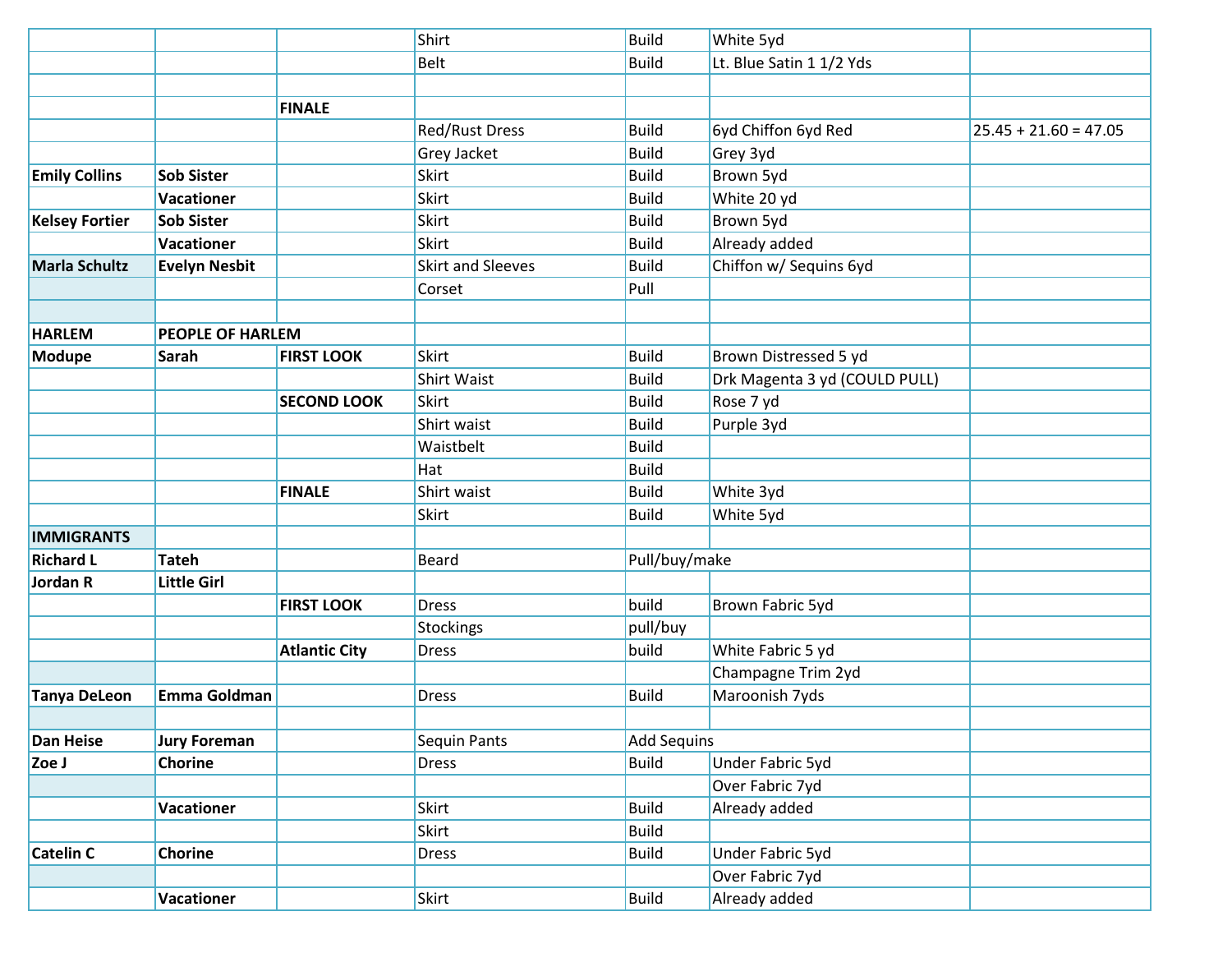| | | | | | | |
|---|---|---|---|---|---|---|
| | | | Shirt | Build | White 5yd | |
| | | | Belt | Build | Lt. Blue Satin 1 1/2 Yds | |
| | | | | | | |
| | | **FINALE** | | | | |
| | | | Red/Rust Dress | Build | 6yd Chiffon 6yd Red | 25.45 + 21.60 = 47.05 |
| | | | Grey Jacket | Build | Grey 3yd | |
| **Emily Collins** | **Sob Sister** | | Skirt | Build | Brown 5yd | |
| | **Vacationer** | | Skirt | Build | White 20 yd | |
| **Kelsey Fortier** | **Sob Sister** | | Skirt | Build | Brown 5yd | |
| | **Vacationer** | | Skirt | Build | Already added | |
| **Marla Schultz** | **Evelyn Nesbit** | | Skirt and Sleeves | Build | Chiffon w/ Sequins 6yd | |
| | | | Corset | Pull | | |
| | | | | | | |
| **HARLEM** | **PEOPLE OF HARLEM** | | | | | |
| **Modupe** | **Sarah** | **FIRST LOOK** | Skirt | Build | Brown Distressed 5 yd | |
| | | | Shirt Waist | Build | Drk Magenta 3 yd (COULD PULL) | |
| | | **SECOND LOOK** | Skirt | Build | Rose 7 yd | |
| | | | Shirt waist | Build | Purple 3yd | |
| | | | Waistbelt | Build | | |
| | | | Hat | Build | | |
| | | **FINALE** | Shirt waist | Build | White 3yd | |
| | | | Skirt | Build | White 5yd | |
| **IMMIGRANTS** | | | | | | |
| **Richard L** | **Tateh** | | Beard | Pull/buy/make | | |
| **Jordan R** | **Little Girl** | | | | | |
| | | **FIRST LOOK** | Dress | build | Brown Fabric 5yd | |
| | | | Stockings | pull/buy | | |
| | | **Atlantic City** | Dress | build | White Fabric 5 yd | |
| | | | | | Champagne Trim 2yd | |
| **Tanya DeLeon** | **Emma Goldman** | | Dress | Build | Maroonish 7yds | |
| | | | | | | |
| **Dan Heise** | **Jury Foreman** | | Sequin Pants | Add Sequins | | |
| **Zoe J** | **Chorine** | | Dress | Build | Under Fabric 5yd | |
| | | | | | Over Fabric 7yd | |
| | **Vacationer** | | Skirt | Build | Already added | |
| | | | Skirt | Build | | |
| **Catelin C** | **Chorine** | | Dress | Build | Under Fabric 5yd | |
| | | | | | Over Fabric 7yd | |
| | **Vacationer** | | Skirt | Build | Already added | |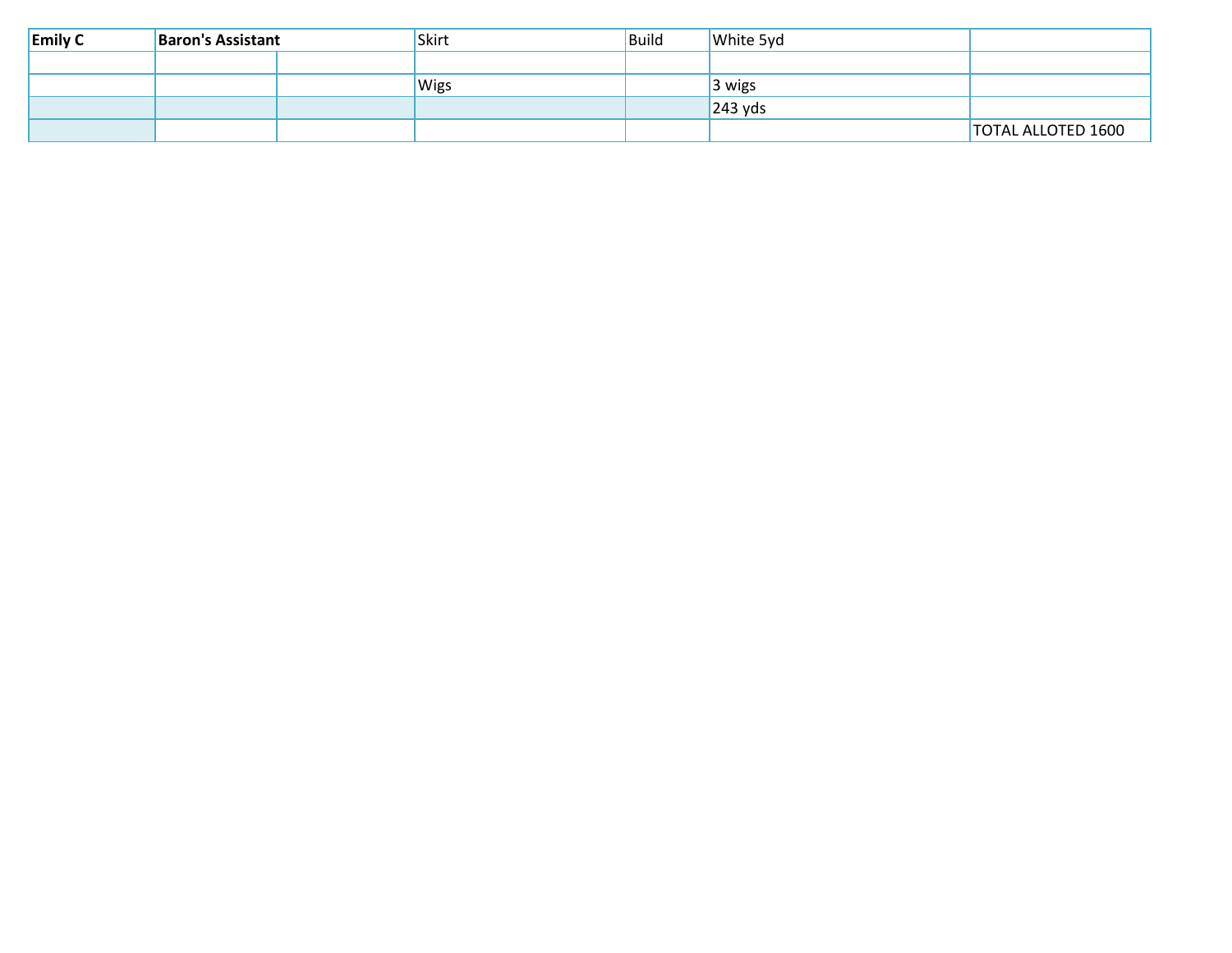| | | | | | | |
|---|---|---|---|---|---|---|
| **Emily C** | **Baron's Assistant** | | Skirt | Build | White 5yd | |
| | | | | | | |
| | | | Wigs | | 3 wigs | |
| | | | | | 243 yds | |
| | | | | | | TOTAL ALLOTED 1600 |